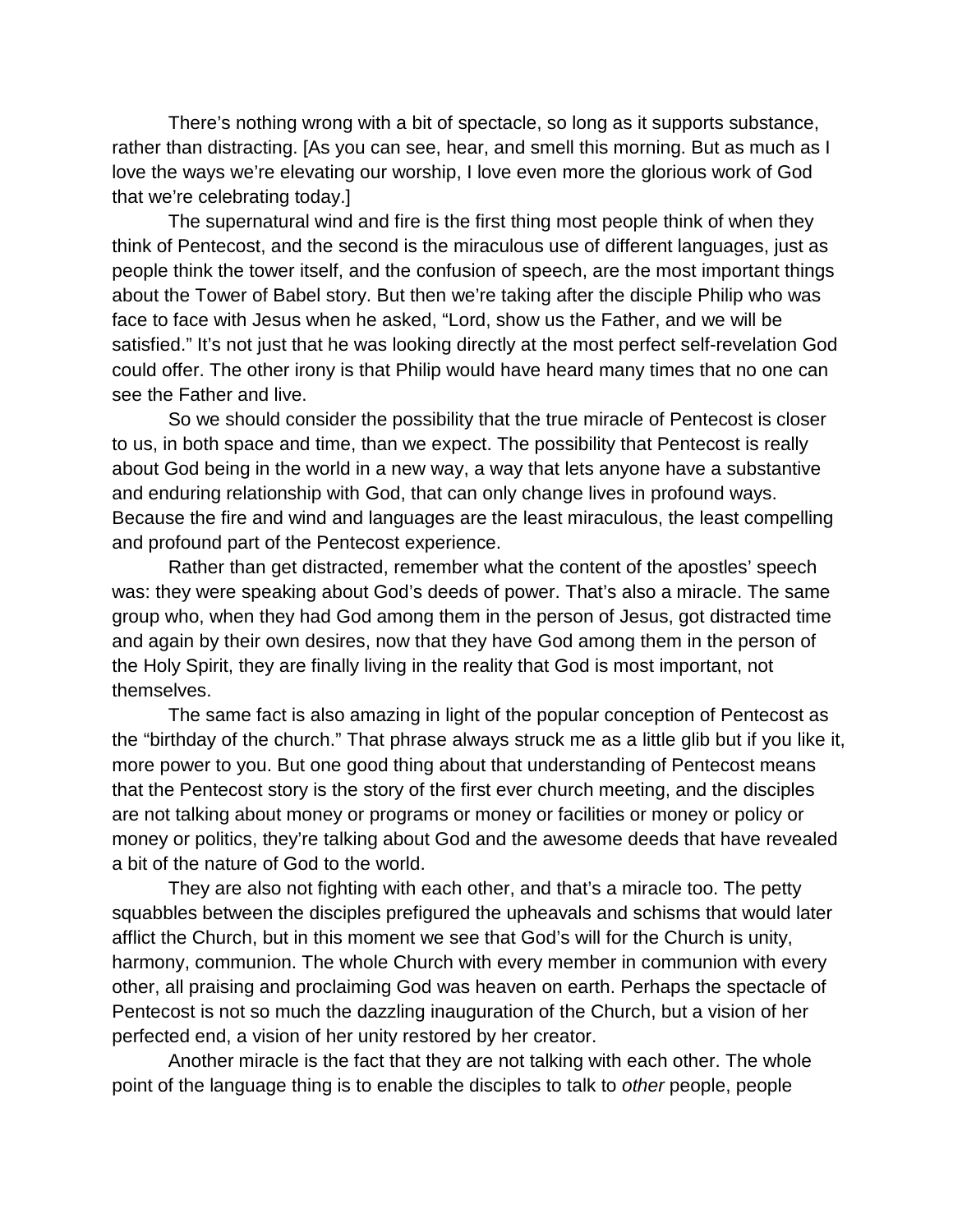There's nothing wrong with a bit of spectacle, so long as it supports substance, rather than distracting. [As you can see, hear, and smell this morning. But as much as I love the ways we're elevating our worship, I love even more the glorious work of God that we're celebrating today.]

The supernatural wind and fire is the first thing most people think of when they think of Pentecost, and the second is the miraculous use of different languages, just as people think the tower itself, and the confusion of speech, are the most important things about the Tower of Babel story. But then we're taking after the disciple Philip who was face to face with Jesus when he asked, "Lord, show us the Father, and we will be satisfied." It's not just that he was looking directly at the most perfect self-revelation God could offer. The other irony is that Philip would have heard many times that no one can see the Father and live.

So we should consider the possibility that the true miracle of Pentecost is closer to us, in both space and time, than we expect. The possibility that Pentecost is really about God being in the world in a new way, a way that lets anyone have a substantive and enduring relationship with God, that can only change lives in profound ways. Because the fire and wind and languages are the least miraculous, the least compelling and profound part of the Pentecost experience.

Rather than get distracted, remember what the content of the apostles' speech was: they were speaking about God's deeds of power. That's also a miracle. The same group who, when they had God among them in the person of Jesus, got distracted time and again by their own desires, now that they have God among them in the person of the Holy Spirit, they are finally living in the reality that God is most important, not themselves.

The same fact is also amazing in light of the popular conception of Pentecost as the "birthday of the church." That phrase always struck me as a little glib but if you like it, more power to you. But one good thing about that understanding of Pentecost means that the Pentecost story is the story of the first ever church meeting, and the disciples are not talking about money or programs or money or facilities or money or policy or money or politics, they're talking about God and the awesome deeds that have revealed a bit of the nature of God to the world.

They are also not fighting with each other, and that's a miracle too. The petty squabbles between the disciples prefigured the upheavals and schisms that would later afflict the Church, but in this moment we see that God's will for the Church is unity, harmony, communion. The whole Church with every member in communion with every other, all praising and proclaiming God was heaven on earth. Perhaps the spectacle of Pentecost is not so much the dazzling inauguration of the Church, but a vision of her perfected end, a vision of her unity restored by her creator.

Another miracle is the fact that they are not talking with each other. The whole point of the language thing is to enable the disciples to talk to *other* people, people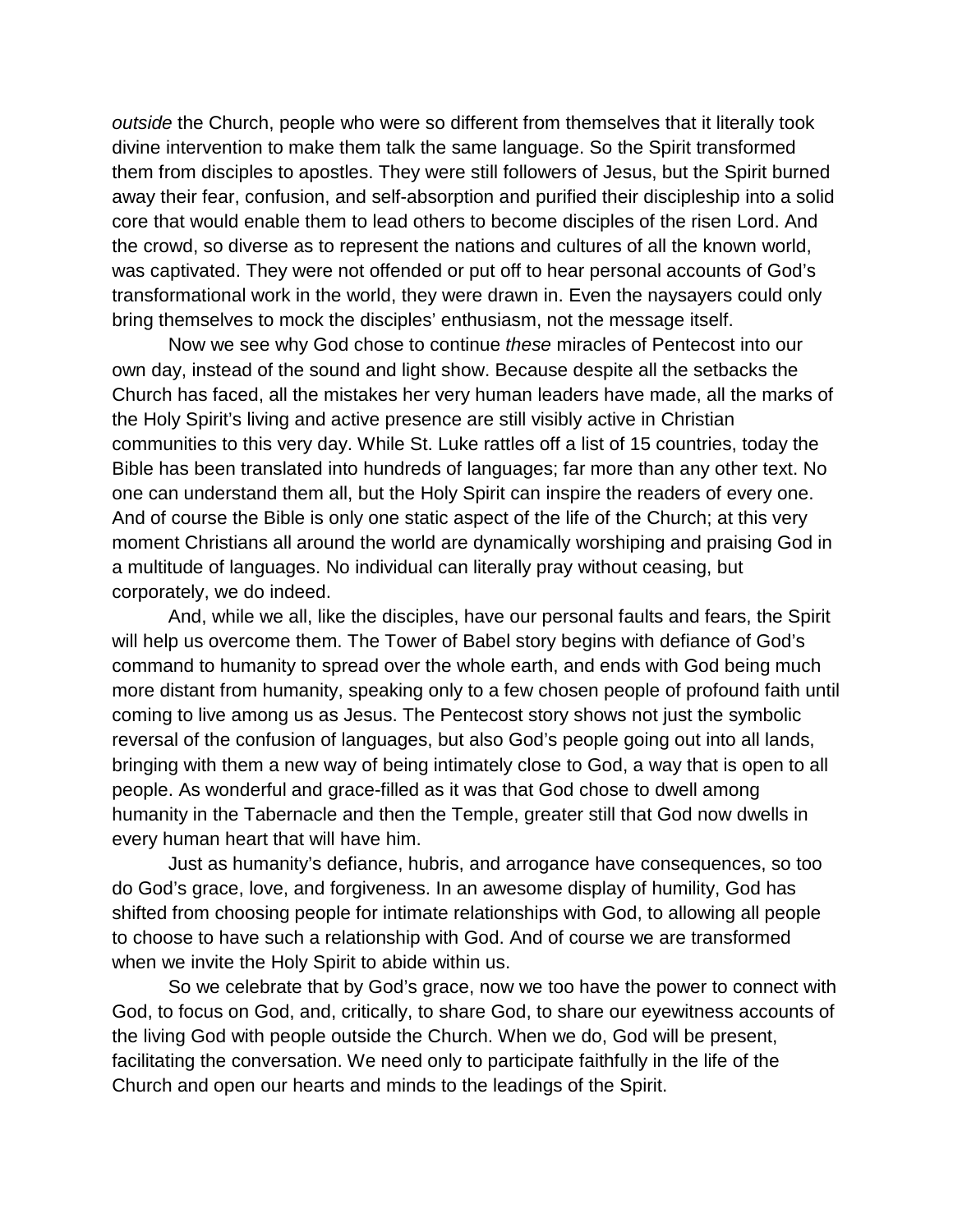*outside* the Church, people who were so different from themselves that it literally took divine intervention to make them talk the same language. So the Spirit transformed them from disciples to apostles. They were still followers of Jesus, but the Spirit burned away their fear, confusion, and self-absorption and purified their discipleship into a solid core that would enable them to lead others to become disciples of the risen Lord. And the crowd, so diverse as to represent the nations and cultures of all the known world, was captivated. They were not offended or put off to hear personal accounts of God's transformational work in the world, they were drawn in. Even the naysayers could only bring themselves to mock the disciples' enthusiasm, not the message itself.

Now we see why God chose to continue *these* miracles of Pentecost into our own day, instead of the sound and light show. Because despite all the setbacks the Church has faced, all the mistakes her very human leaders have made, all the marks of the Holy Spirit's living and active presence are still visibly active in Christian communities to this very day. While St. Luke rattles off a list of 15 countries, today the Bible has been translated into hundreds of languages; far more than any other text. No one can understand them all, but the Holy Spirit can inspire the readers of every one. And of course the Bible is only one static aspect of the life of the Church; at this very moment Christians all around the world are dynamically worshiping and praising God in a multitude of languages. No individual can literally pray without ceasing, but corporately, we do indeed.

And, while we all, like the disciples, have our personal faults and fears, the Spirit will help us overcome them. The Tower of Babel story begins with defiance of God's command to humanity to spread over the whole earth, and ends with God being much more distant from humanity, speaking only to a few chosen people of profound faith until coming to live among us as Jesus. The Pentecost story shows not just the symbolic reversal of the confusion of languages, but also God's people going out into all lands, bringing with them a new way of being intimately close to God, a way that is open to all people. As wonderful and grace-filled as it was that God chose to dwell among humanity in the Tabernacle and then the Temple, greater still that God now dwells in every human heart that will have him.

Just as humanity's defiance, hubris, and arrogance have consequences, so too do God's grace, love, and forgiveness. In an awesome display of humility, God has shifted from choosing people for intimate relationships with God, to allowing all people to choose to have such a relationship with God. And of course we are transformed when we invite the Holy Spirit to abide within us.

So we celebrate that by God's grace, now we too have the power to connect with God, to focus on God, and, critically, to share God, to share our eyewitness accounts of the living God with people outside the Church. When we do, God will be present, facilitating the conversation. We need only to participate faithfully in the life of the Church and open our hearts and minds to the leadings of the Spirit.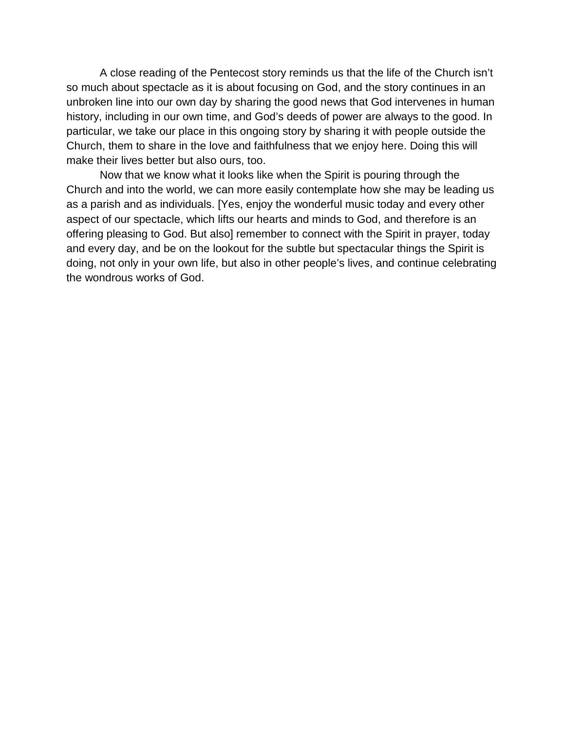A close reading of the Pentecost story reminds us that the life of the Church isn't so much about spectacle as it is about focusing on God, and the story continues in an unbroken line into our own day by sharing the good news that God intervenes in human history, including in our own time, and God's deeds of power are always to the good. In particular, we take our place in this ongoing story by sharing it with people outside the Church, them to share in the love and faithfulness that we enjoy here. Doing this will make their lives better but also ours, too.

Now that we know what it looks like when the Spirit is pouring through the Church and into the world, we can more easily contemplate how she may be leading us as a parish and as individuals. [Yes, enjoy the wonderful music today and every other aspect of our spectacle, which lifts our hearts and minds to God, and therefore is an offering pleasing to God. But also] remember to connect with the Spirit in prayer, today and every day, and be on the lookout for the subtle but spectacular things the Spirit is doing, not only in your own life, but also in other people's lives, and continue celebrating the wondrous works of God.